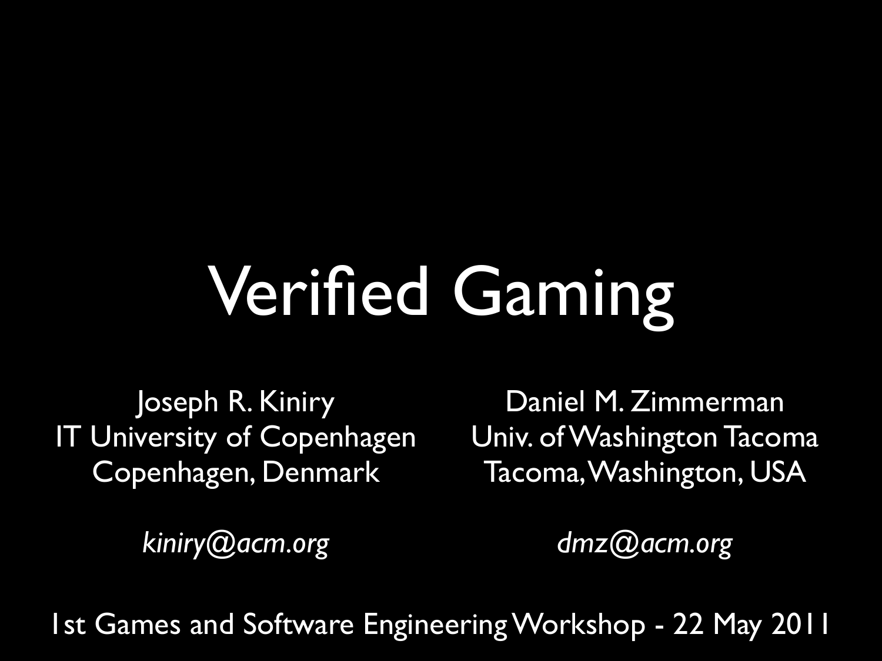# Verified Gaming

Joseph R. Kiniry
IT University of Copenhagen
Copenhagen, Denmark

*kiniry@acm.org*

Daniel M. Zimmerman
Univ. of Washington Tacoma
Tacoma, Washington, USA

*dmz@acm.org*

1st Games and Software Engineering Workshop - 22 May 2011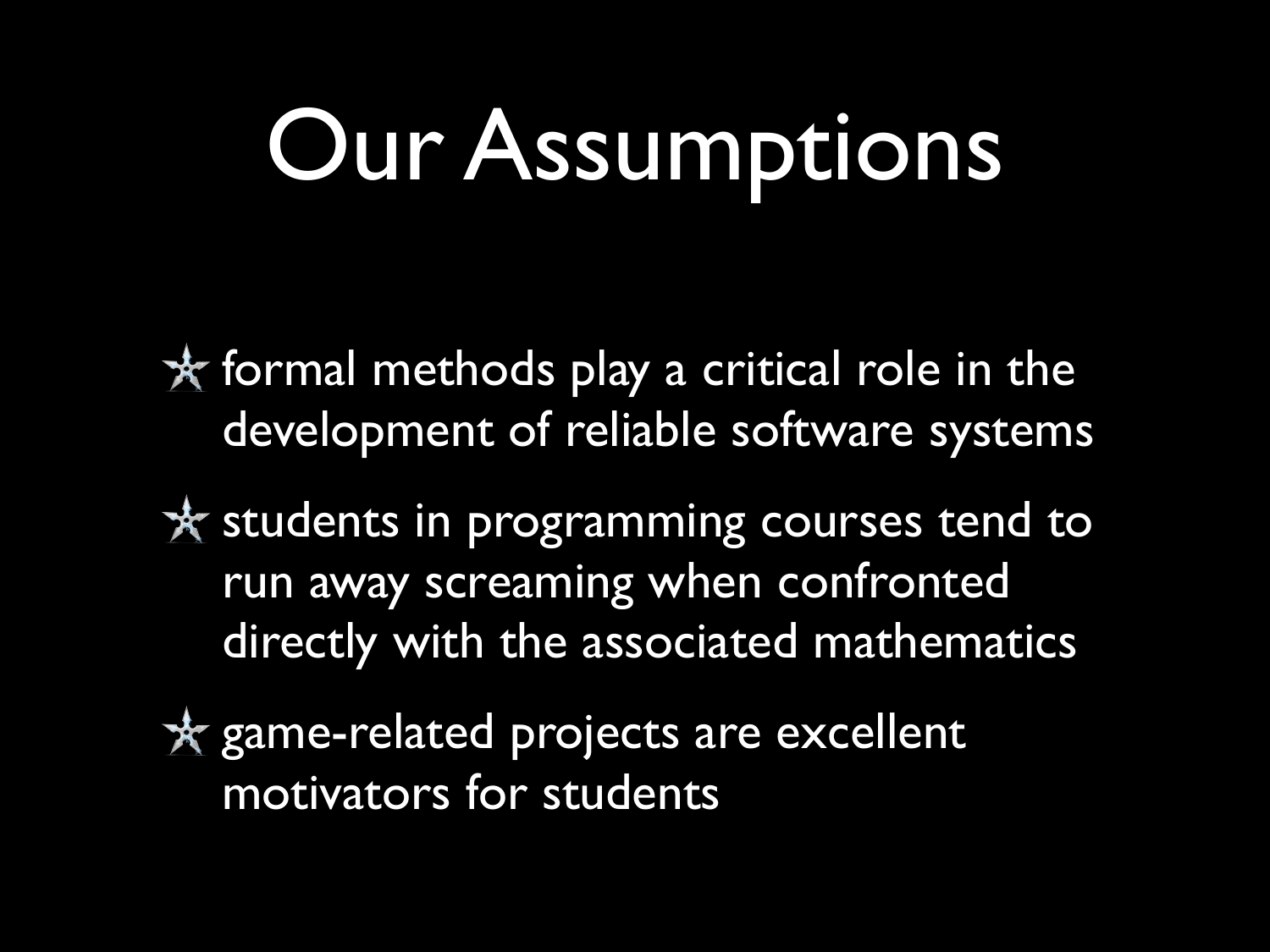# Our Assumptions

- formal methods play a critical role in the development of reliable software systems
- students in programming courses tend to run away screaming when confronted directly with the associated mathematics
- game-related projects are excellent motivators for students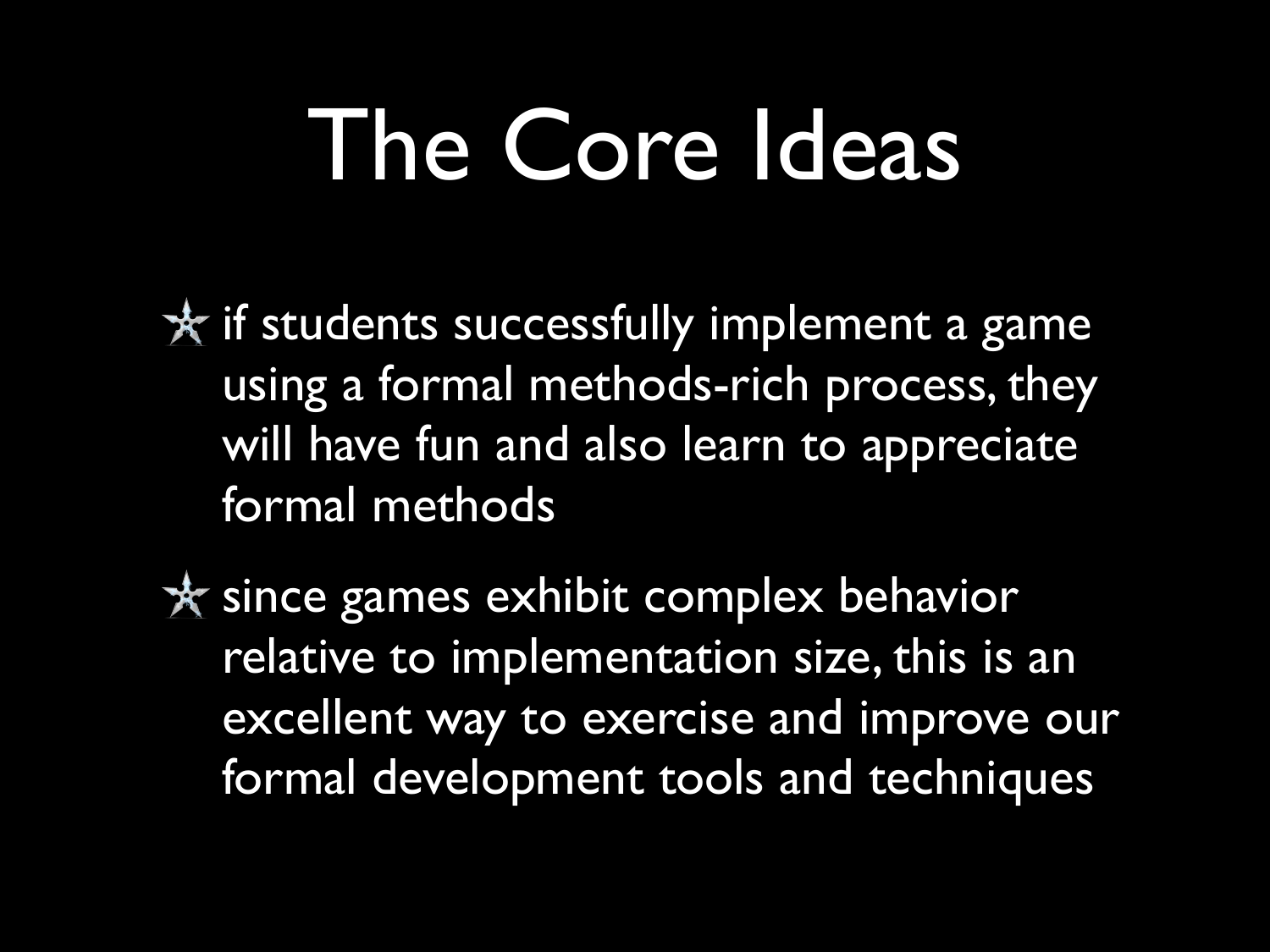# The Core Ideas

- if students successfully implement a game using a formal methods-rich process, they will have fun and also learn to appreciate formal methods
- since games exhibit complex behavior relative to implementation size, this is an excellent way to exercise and improve our formal development tools and techniques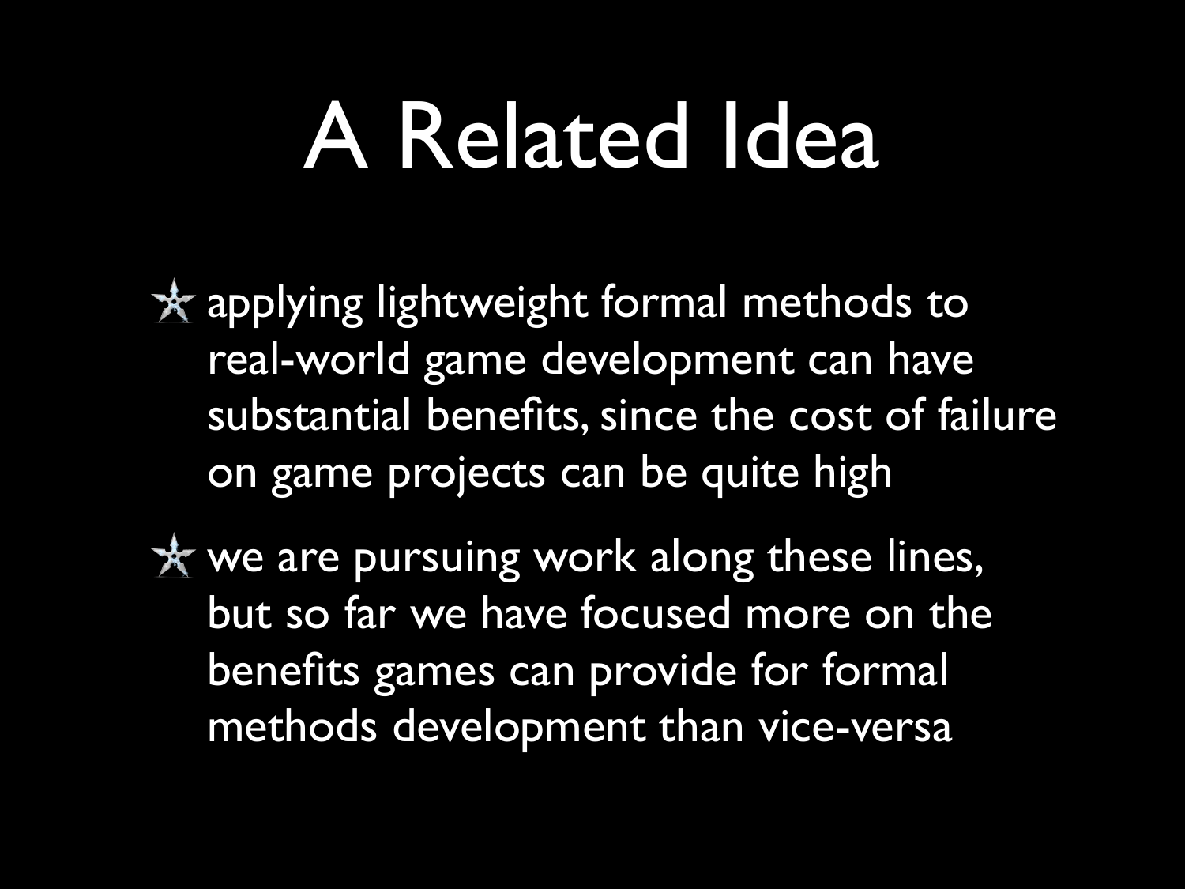# A Related Idea

- applying lightweight formal methods to real-world game development can have substantial benefits, since the cost of failure on game projects can be quite high
- we are pursuing work along these lines, but so far we have focused more on the benefits games can provide for formal methods development than vice-versa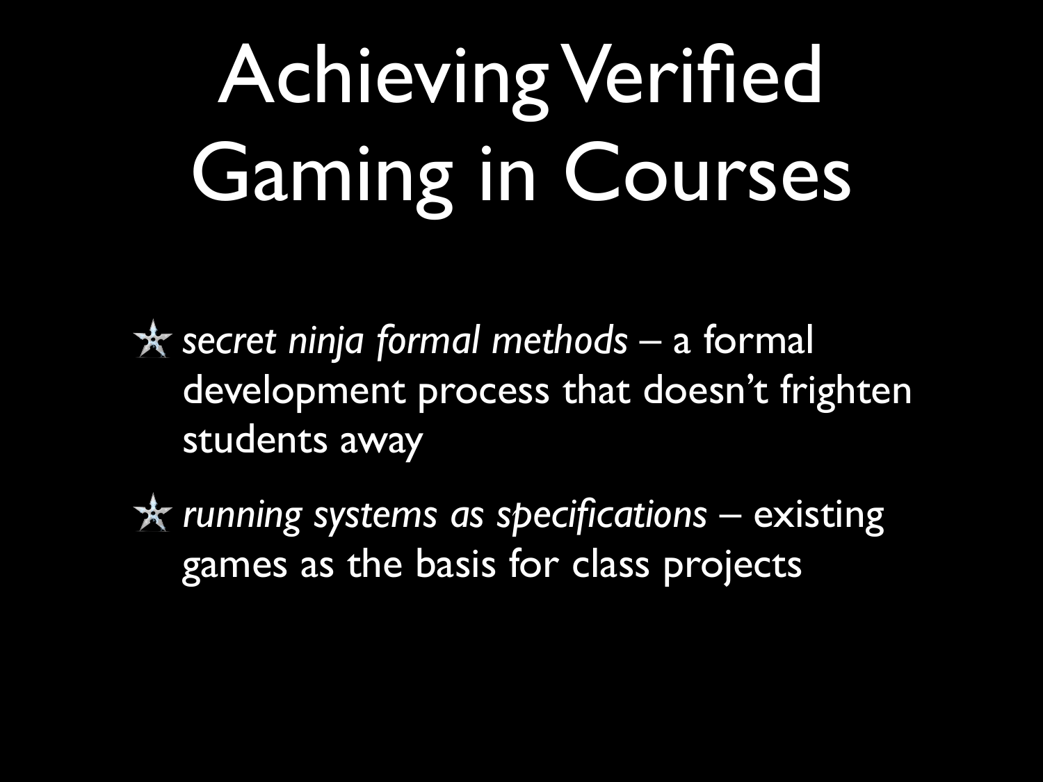# Achieving Verified Gaming in Courses

- *secret ninja formal methods* – a formal development process that doesn't frighten students away
- *running systems as specifications* – existing games as the basis for class projects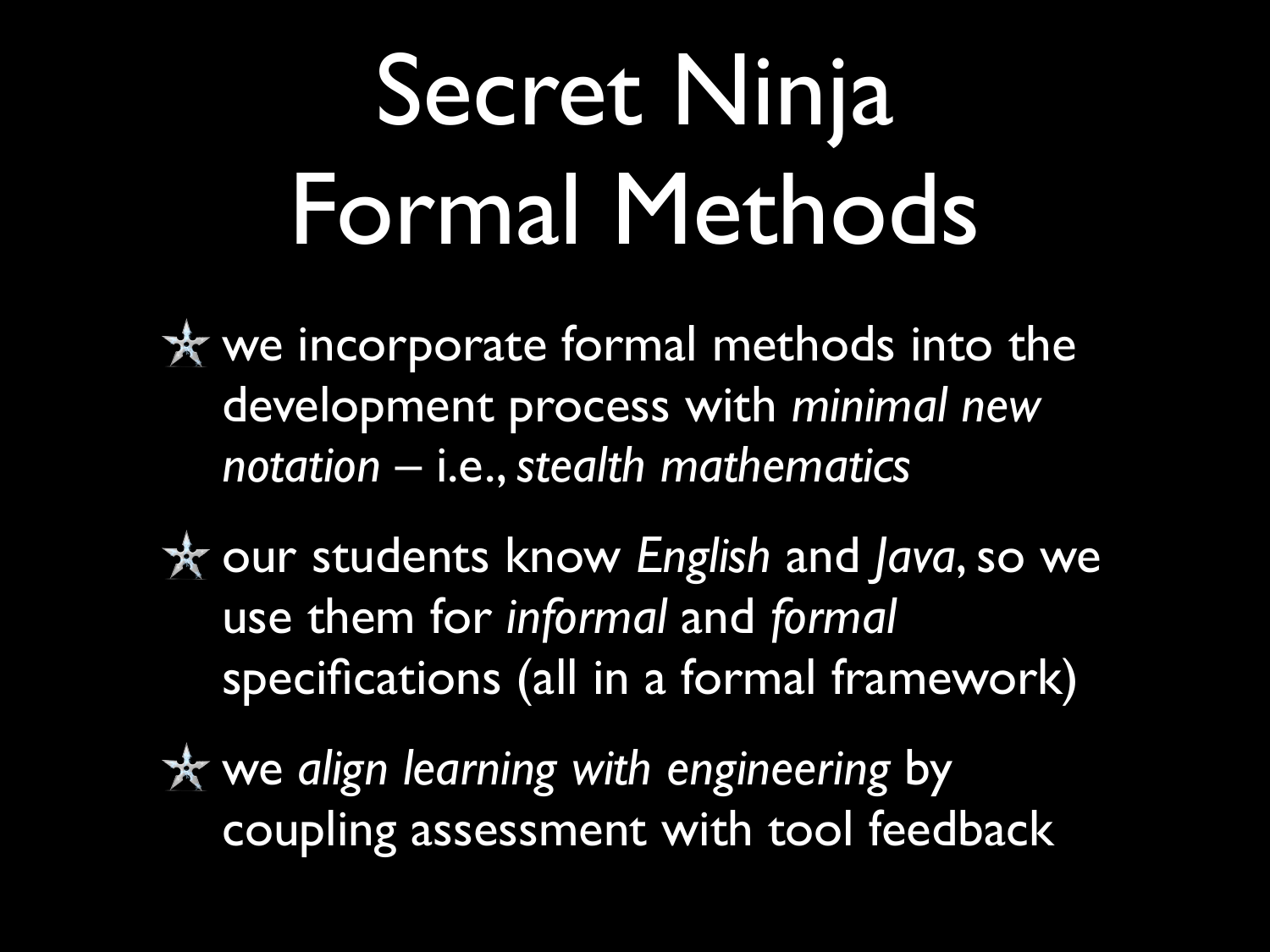# Secret Ninja Formal Methods

- we incorporate formal methods into the development process with *minimal new notation* – i.e., *stealth mathematics*
- our students know *English* and *Java*, so we use them for *informal* and *formal* specifications (all in a formal framework)
- we *align learning with engineering* by coupling assessment with tool feedback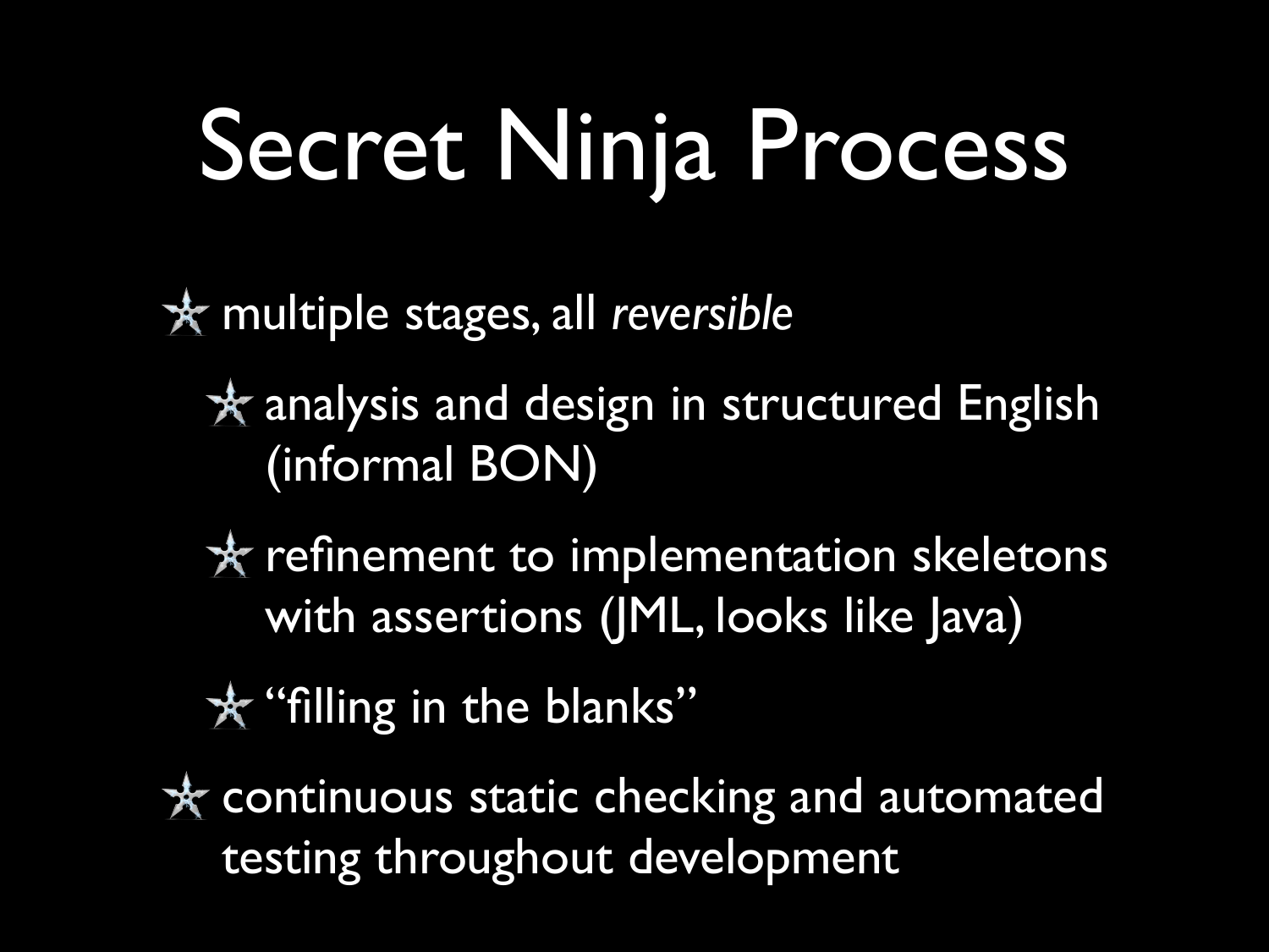# Secret Ninja Process

- multiple stages, all *reversible*
  - analysis and design in structured English (informal BON)
  - refinement to implementation skeletons with assertions (JML, looks like Java)
  - "filling in the blanks"
- continuous static checking and automated testing throughout development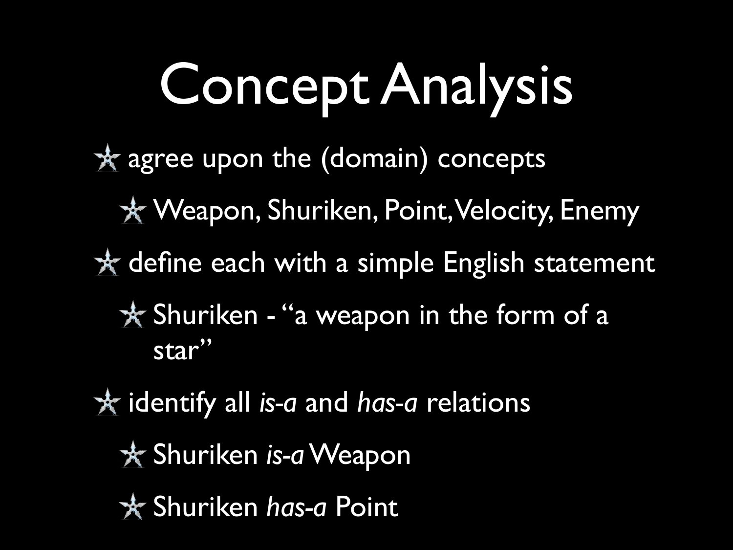# Concept Analysis

- agree upon the (domain) concepts
  - Weapon, Shuriken, Point, Velocity, Enemy
- define each with a simple English statement
  - Shuriken - "a weapon in the form of a star"
- identify all *is-a* and *has-a* relations
  - Shuriken *is-a* Weapon
  - Shuriken *has-a* Point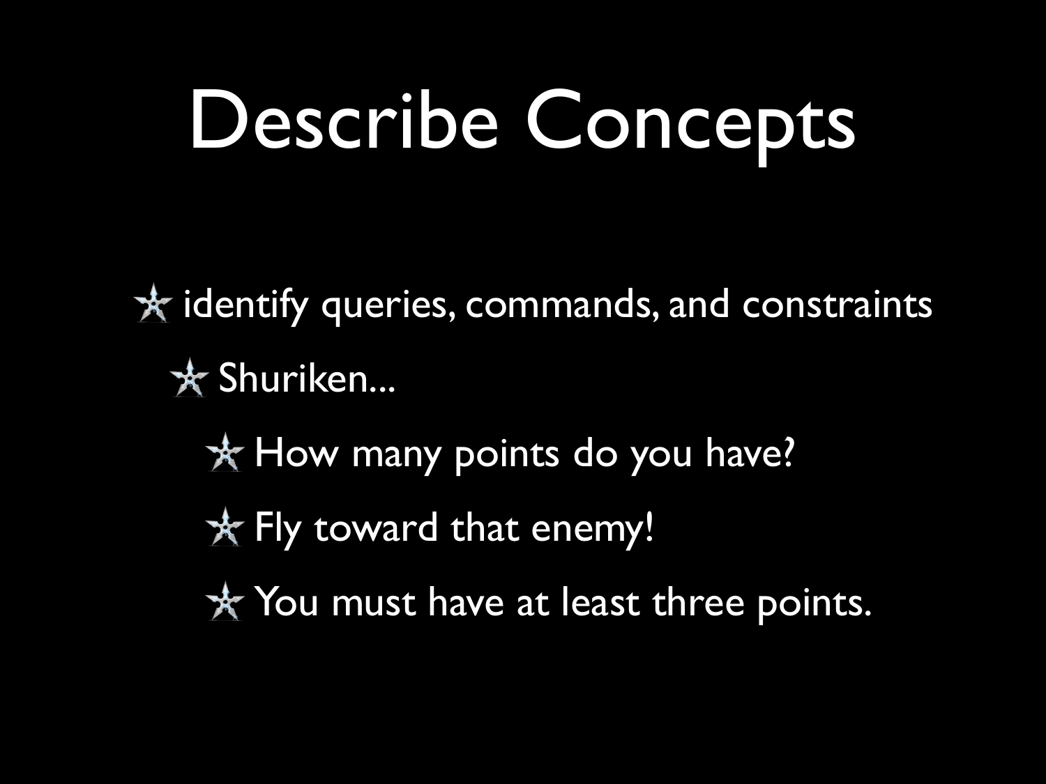# Describe Concepts

- identify queries, commands, and constraints
  - Shuriken...
    - How many points do you have?
    - Fly toward that enemy!
    - You must have at least three points.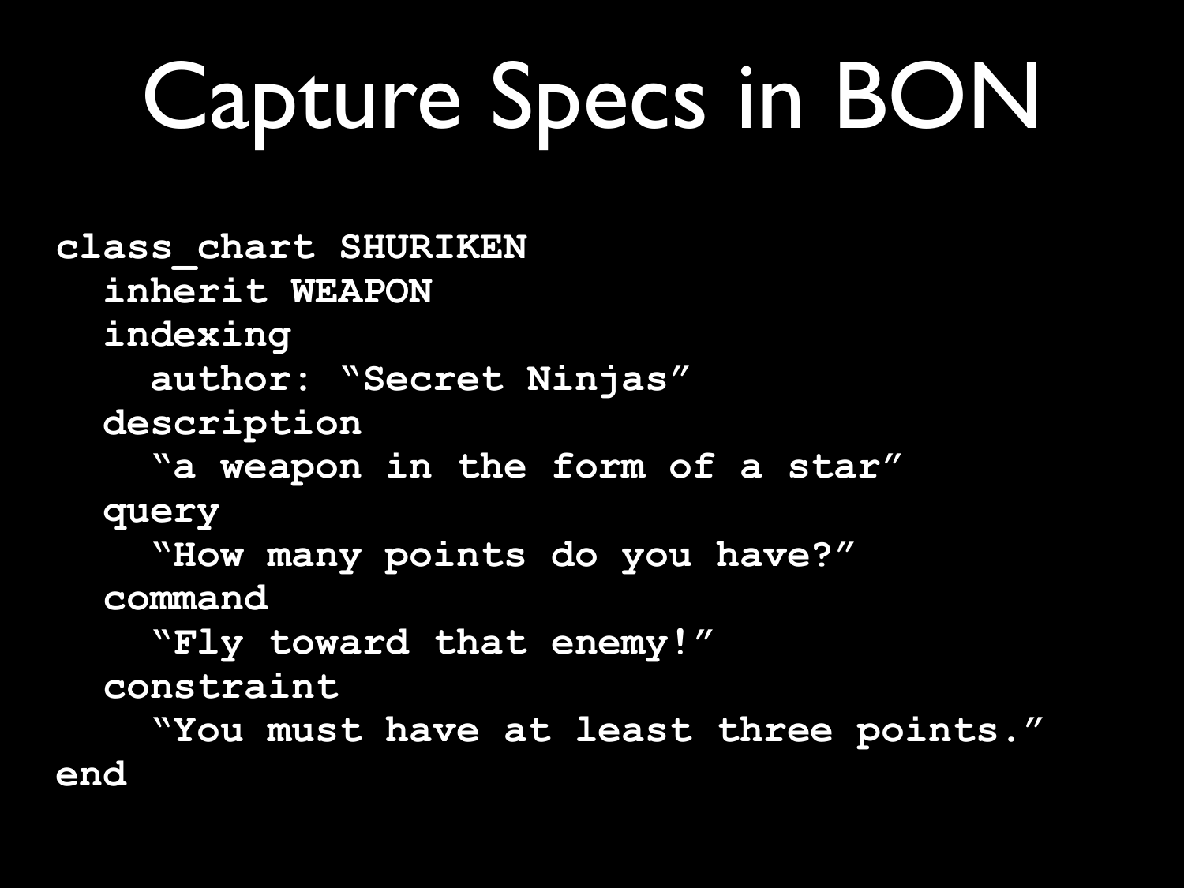# Capture Specs in BON

```
class_chart SHURIKEN
  inherit WEAPON
  indexing
    author: “Secret Ninjas”
  description
    “a weapon in the form of a star”
  query
    “How many points do you have?”
  command
    “Fly toward that enemy!”
  constraint
    “You must have at least three points.”
end
```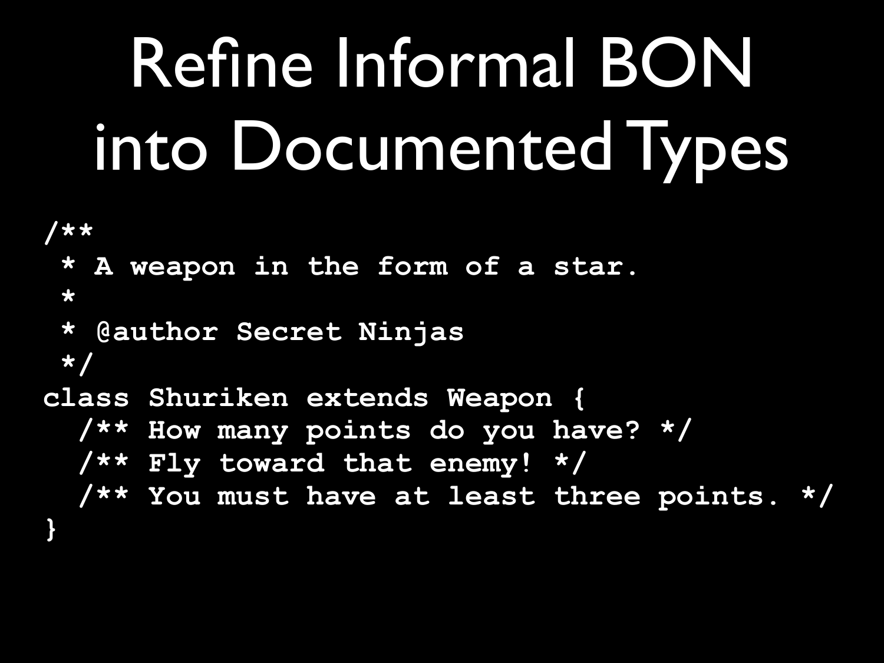# Refine Informal BON into Documented Types

```
/**
 * A weapon in the form of a star.
 *
 * @author Secret Ninjas
 */
class Shuriken extends Weapon {
  /** How many points do you have? */
  /** Fly toward that enemy! */
  /** You must have at least three points. */
}
```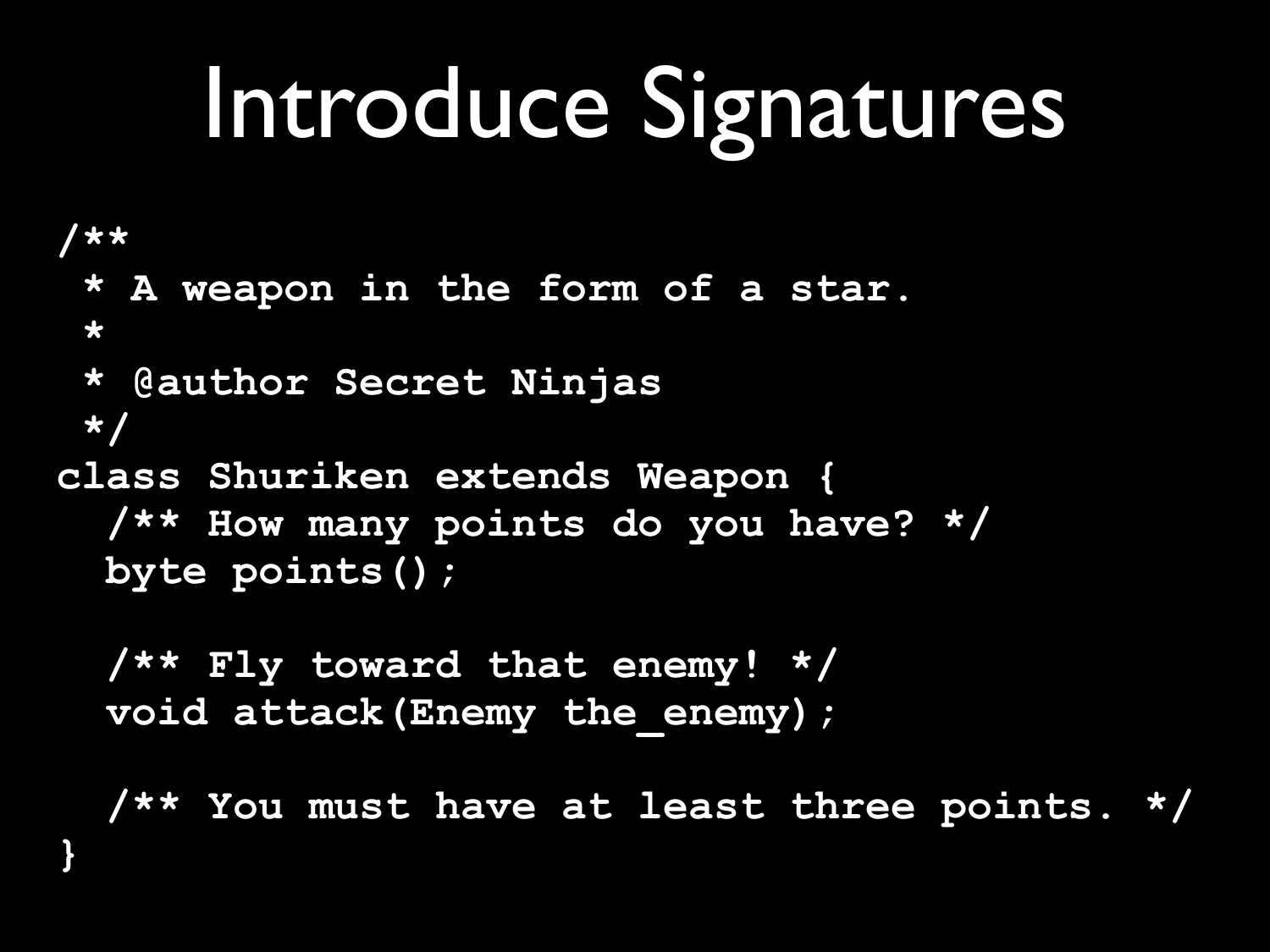# Introduce Signatures

```
/**
 * A weapon in the form of a star.
 *
 * @author Secret Ninjas
 */
class Shuriken extends Weapon {
  /** How many points do you have? */
  byte points();

  /** Fly toward that enemy! */
  void attack(Enemy the_enemy);

  /** You must have at least three points. */
}
```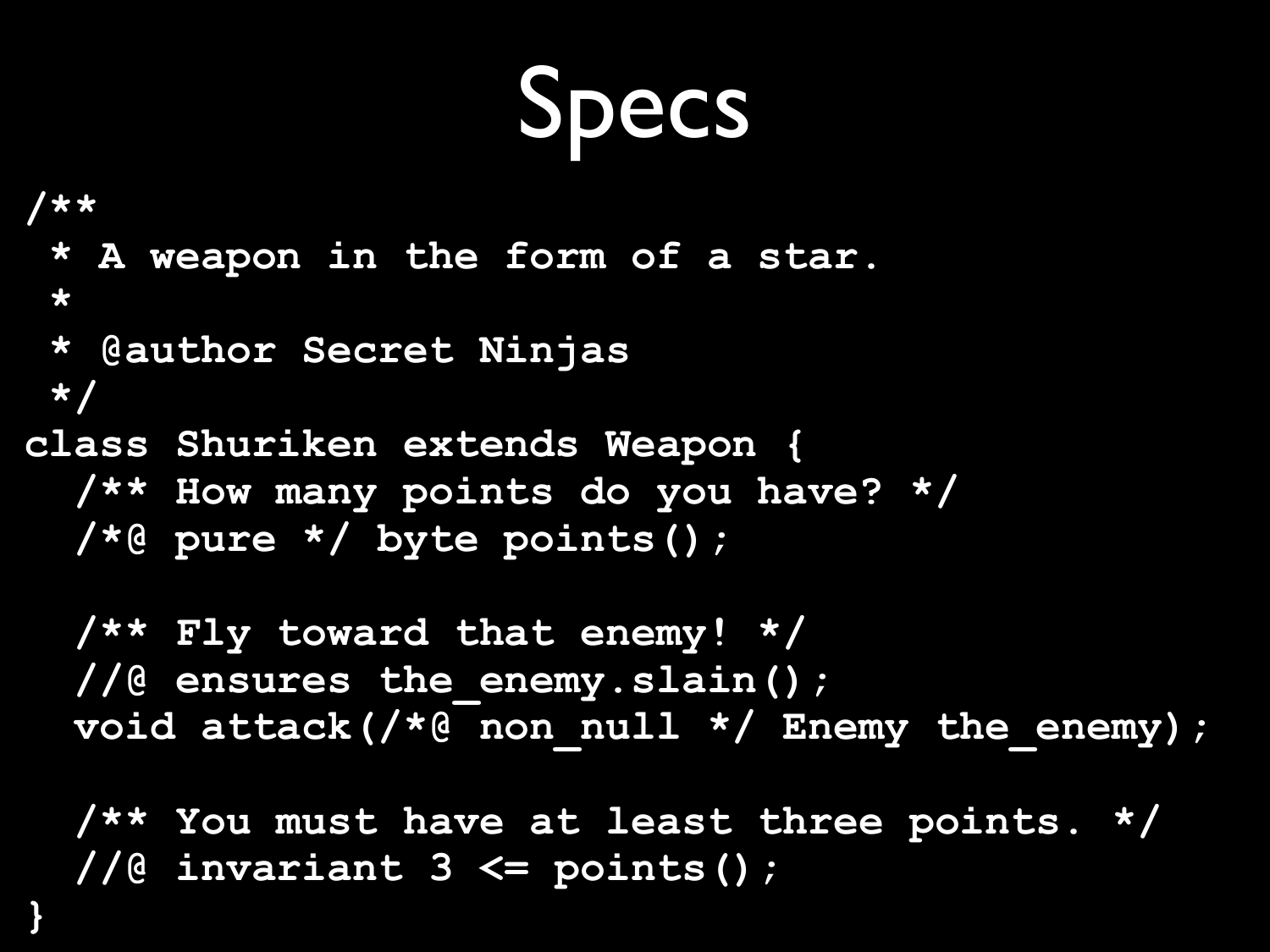# Specs

```
/**
 * A weapon in the form of a star.
 *
 * @author Secret Ninjas
 */
class Shuriken extends Weapon {
  /** How many points do you have? */
  /*@ pure */ byte points();

  /** Fly toward that enemy! */
  //@ ensures the_enemy.slain();
  void attack(/*@ non_null */ Enemy the_enemy);

  /** You must have at least three points. */
  //@ invariant 3 <= points();
}
```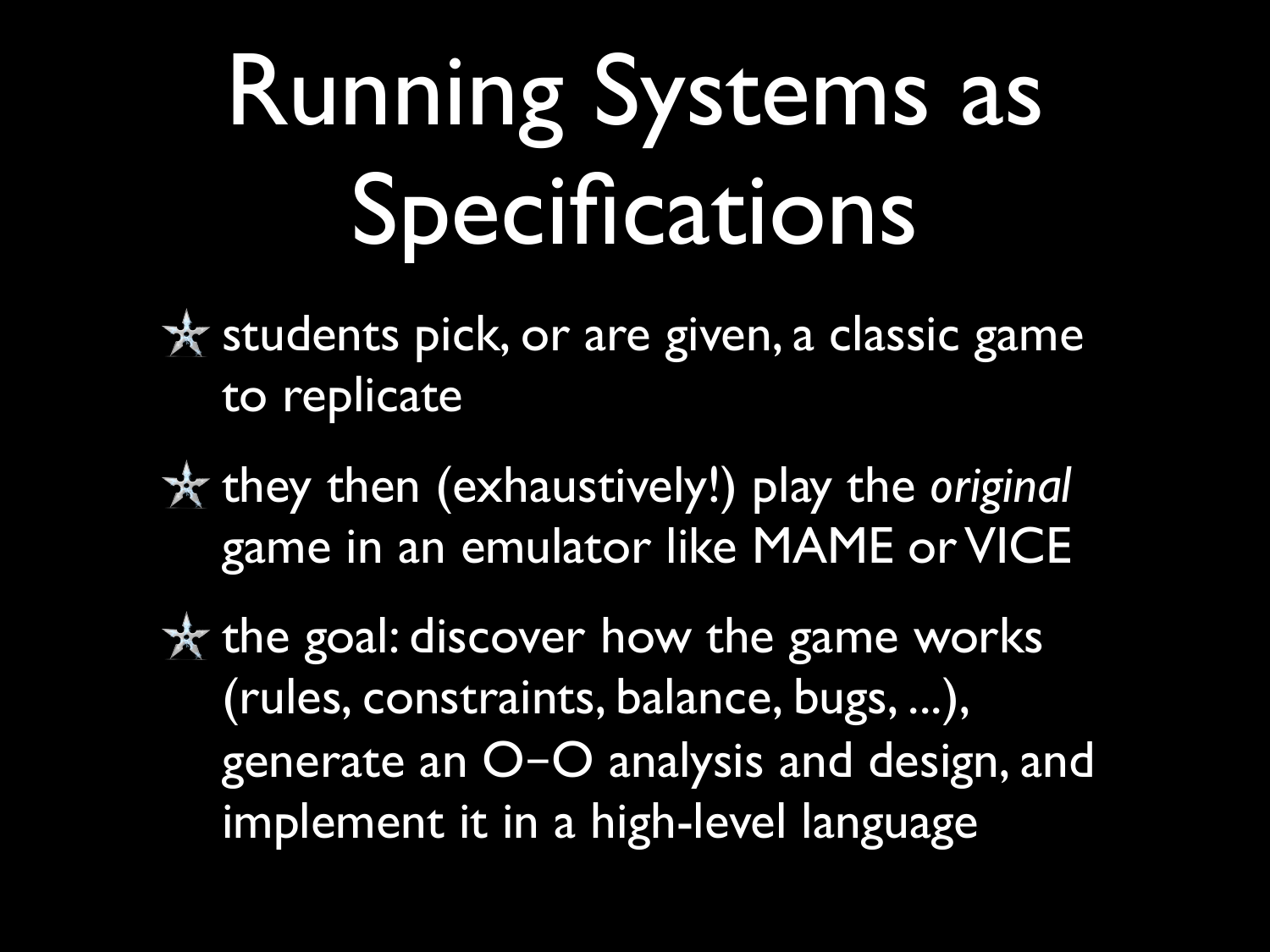# Running Systems as Specifications

- students pick, or are given, a classic game to replicate
- they then (exhaustively!) play the *original* game in an emulator like MAME or VICE
- the goal: discover how the game works (rules, constraints, balance, bugs, ...), generate an O–O analysis and design, and implement it in a high-level language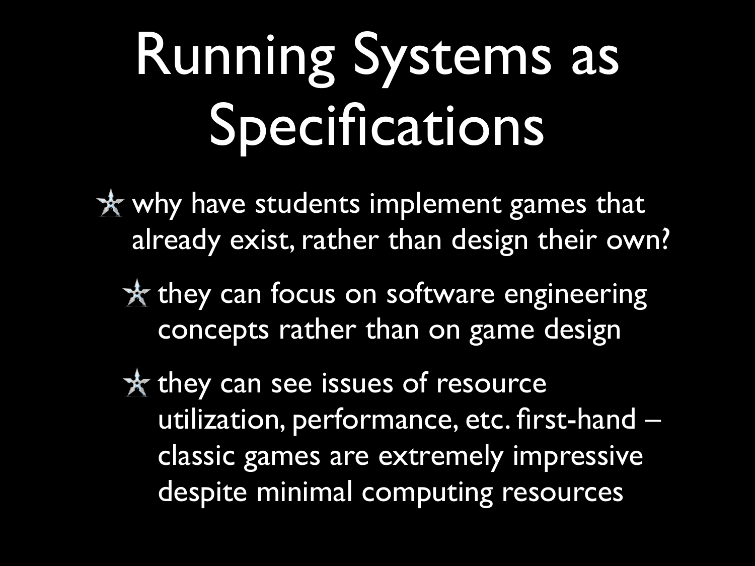# Running Systems as Specifications

- why have students implement games that already exist, rather than design their own?
  - they can focus on software engineering concepts rather than on game design
  - they can see issues of resource utilization, performance, etc. first-hand – classic games are extremely impressive despite minimal computing resources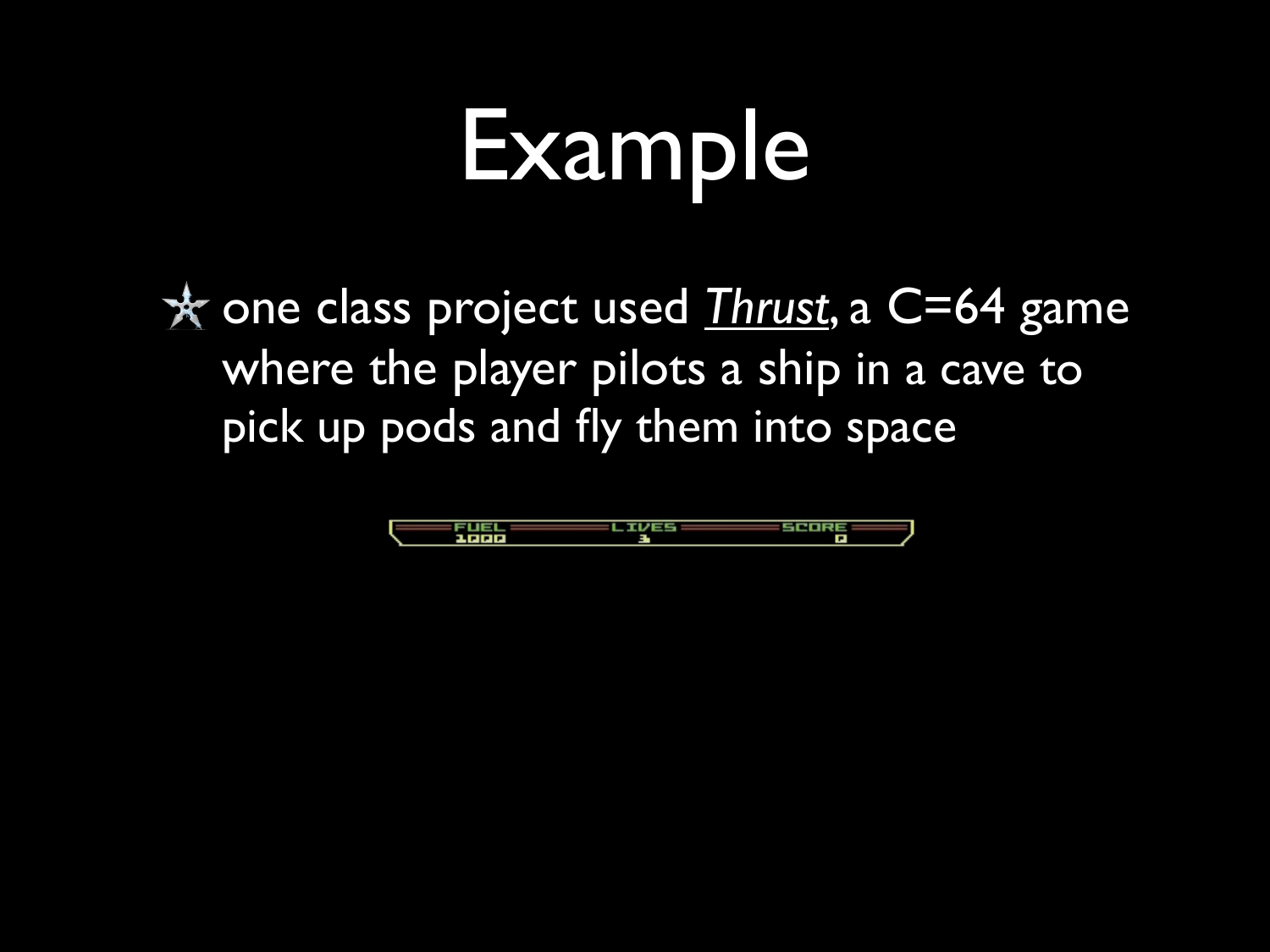# Example

- one class project used *Thrust*, a C=64 game where the player pilots a ship in a cave to pick up pods and fly them into space

FUEL 1000 LIVES 3 SCORE 0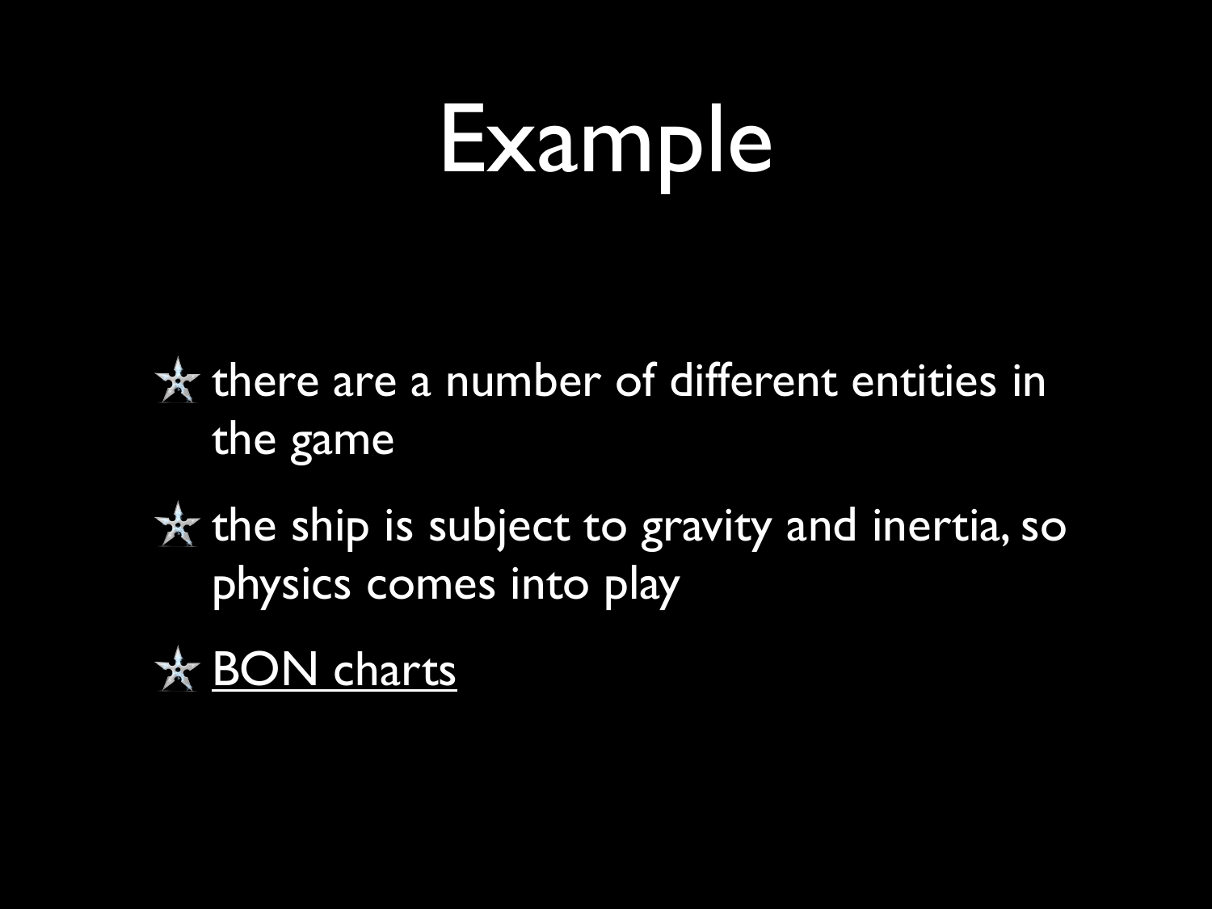# Example

- there are a number of different entities in the game
- the ship is subject to gravity and inertia, so physics comes into play
- BON charts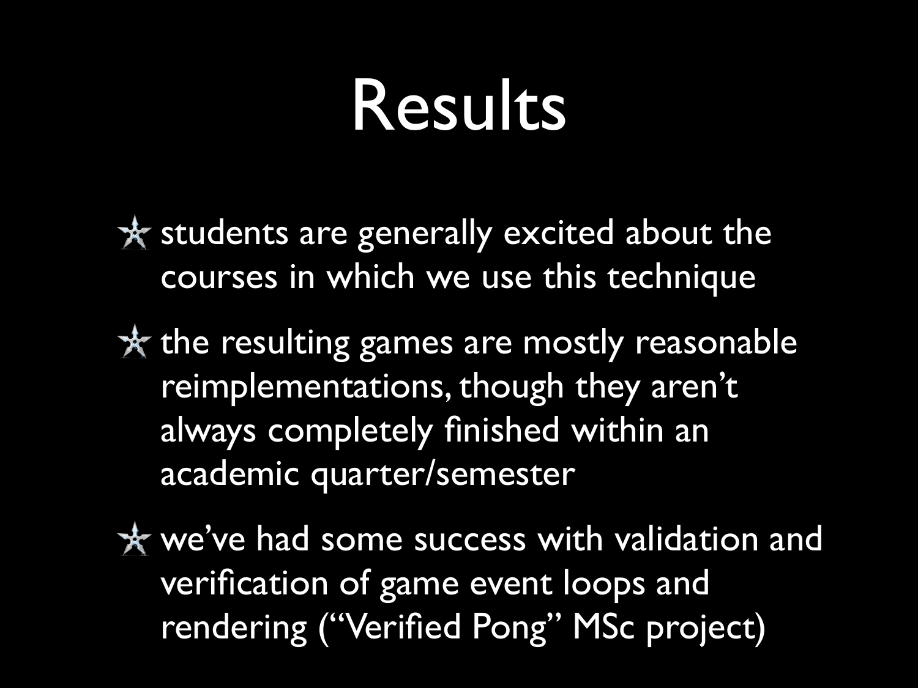# Results

- students are generally excited about the courses in which we use this technique
- the resulting games are mostly reasonable reimplementations, though they aren't always completely finished within an academic quarter/semester
- we've had some success with validation and verification of game event loops and rendering ("Verified Pong" MSc project)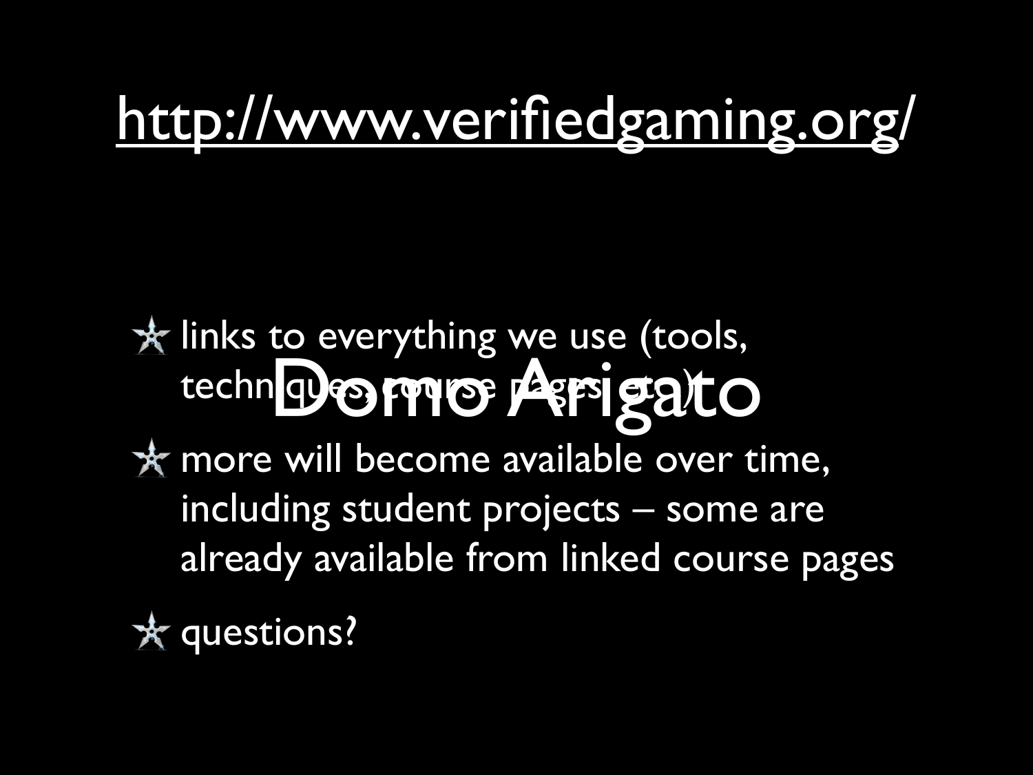# http://www.verifiedgaming.org/

# Domo Arigato

- links to everything we use (tools, techniques, course pages, etc.)
- more will become available over time, including student projects – some are already available from linked course pages
- questions?